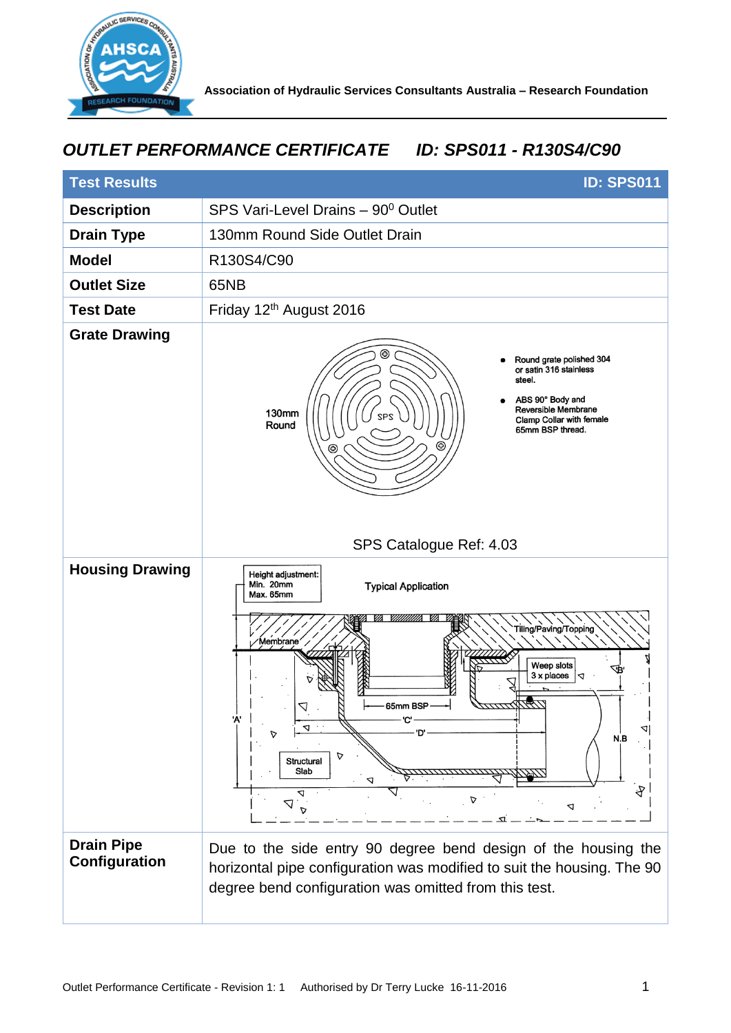## OUTLET PERFORMANCE CERTIFICATE    ID: SPS011 - R130S4/C90

| Test Results | ID: SPS011 |
|---|---|
| **Description** | SPS Vari-Level Drains – $90^0$ Outlet |
| **Drain Type** | 130mm Round Side Outlet Drain |
| **Model** | R130S4/C90 |
| **Outlet Size** | 65NB |
| **Test Date** | Friday 12th August 2016 |
| **Grate Drawing** | 130mm Round<br>• Round grate polished 304 or satin 316 stainless steel.<br>• ABS 90° Body and Reversible Membrane Clamp Collar with female 65mm BSP thread.<br>SPS Catalogue Ref: 4.03 |
| **Housing Drawing** | Height adjustment: Min. 20mm Max. 65mm<br>Typical Application |
| **Drain Pipe Configuration** | Due to the side entry 90 degree bend design of the housing the horizontal pipe configuration was modified to suit the housing. The 90 degree bend configuration was omitted from this test. |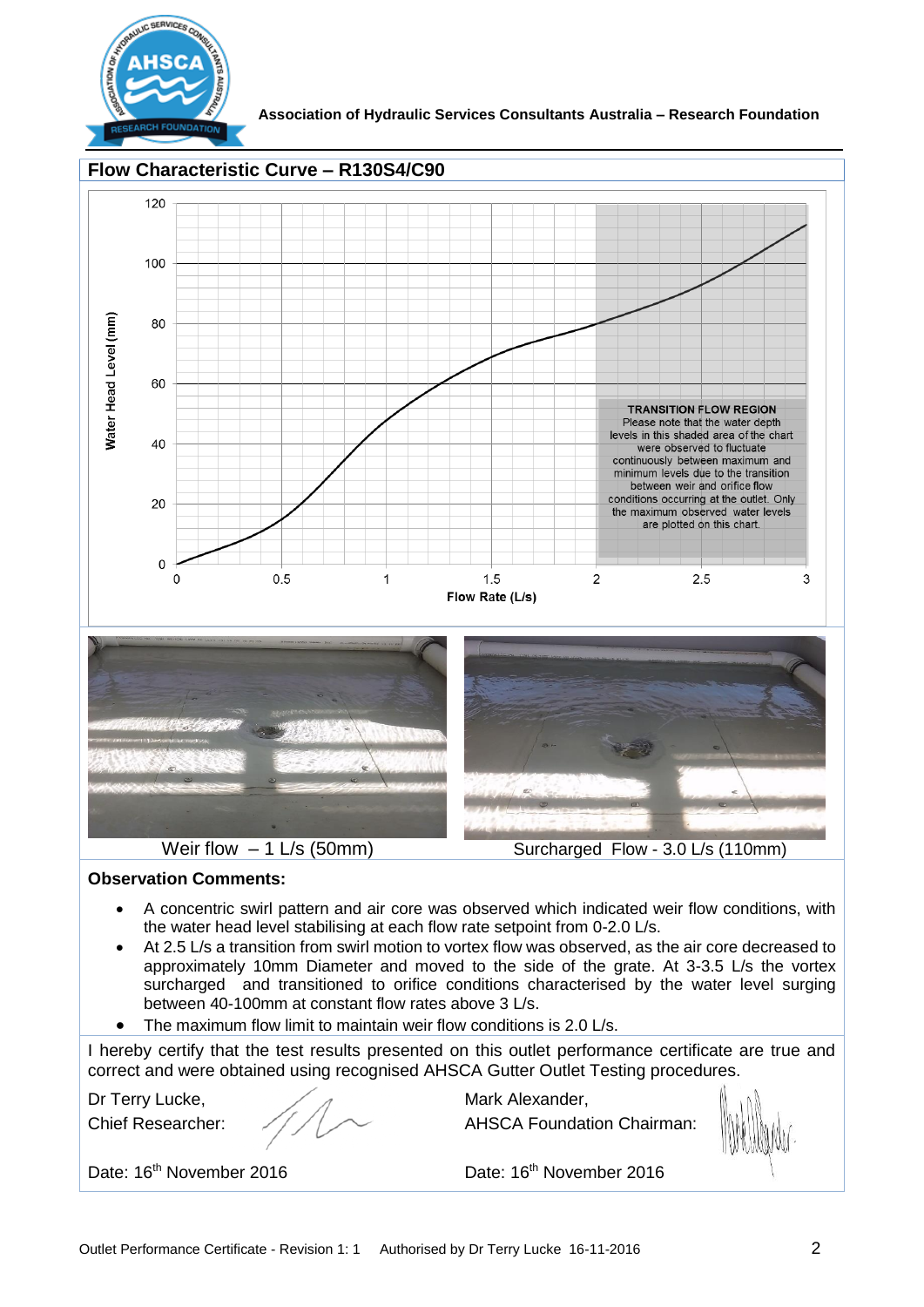Association of Hydraulic Services Consultants Australia – Research Foundation

## Flow Characteristic Curve – R130S4/C90

Water Head Level (mm)

120
100
80
60
40
20
0

0
0.5
1
1.5
2
2.5
3

Flow Rate (L/s)

TRANSITION FLOW REGION
Please note that the water depth levels in this shaded area of the chart were observed to fluctuate continuously between maximum and minimum levels due to the transition between weir and orifice flow conditions occurring at the outlet. Only the maximum observed water levels are plotted on this chart.

Weir flow – 1 L/s (50mm)

Surcharged Flow - 3.0 L/s (110mm)

### Observation Comments:

- A concentric swirl pattern and air core was observed which indicated weir flow conditions, with the water head level stabilising at each flow rate setpoint from 0-2.0 L/s.
- At 2.5 L/s a transition from swirl motion to vortex flow was observed, as the air core decreased to approximately 10mm Diameter and moved to the side of the grate. At 3-3.5 L/s the vortex surcharged and transitioned to orifice conditions characterised by the water level surging between 40-100mm at constant flow rates above 3 L/s.
- The maximum flow limit to maintain weir flow conditions is 2.0 L/s.

I hereby certify that the test results presented on this outlet performance certificate are true and correct and were obtained using recognised AHSCA Gutter Outlet Testing procedures.

Dr Terry Lucke,
Chief Researcher:

Date: 16th November 2016

Mark Alexander,
AHSCA Foundation Chairman:

Date: 16th November 2016